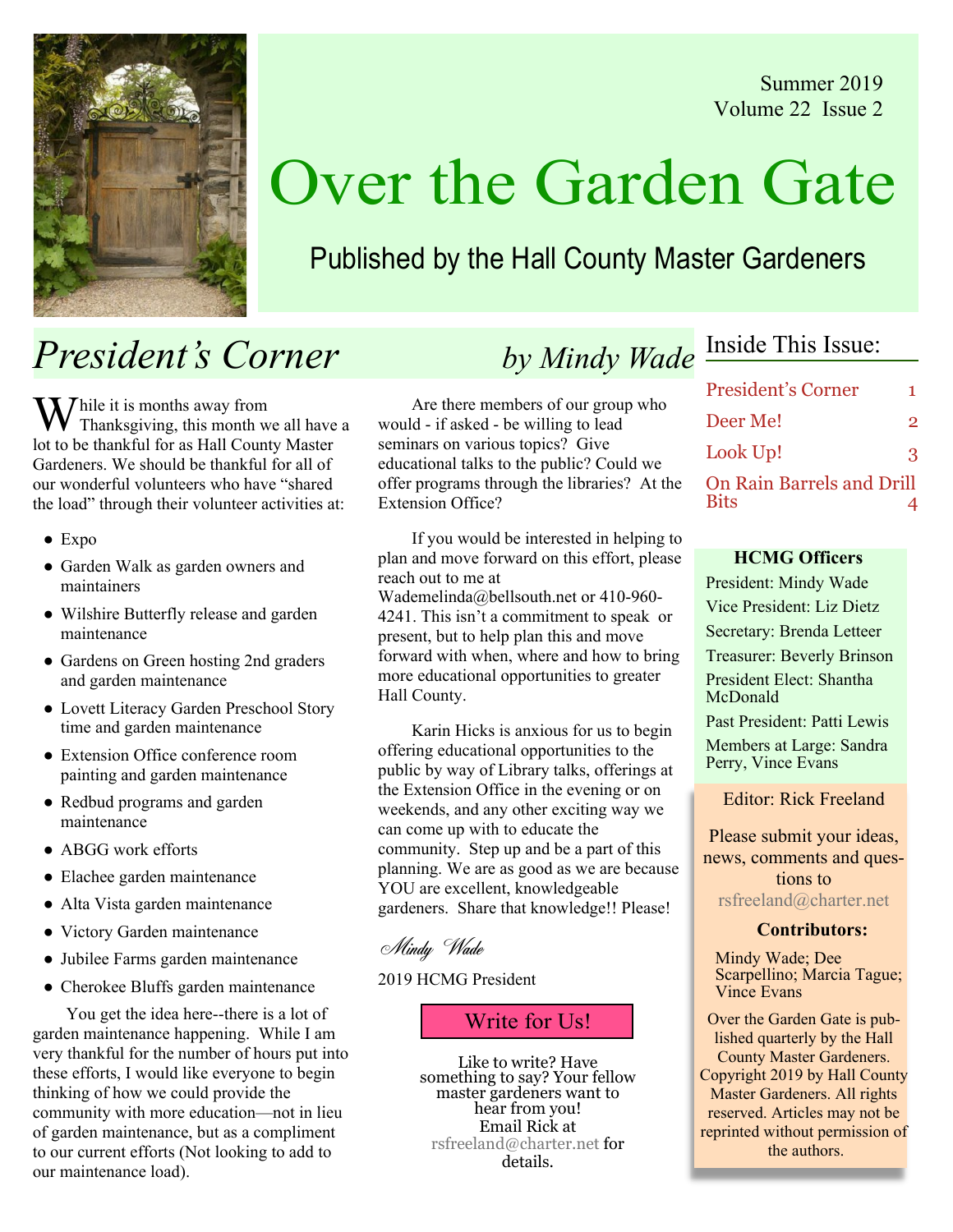Summer 2019
Volume 22 Issue 2

# Over the Garden Gate

Published by the Hall County Master Gardeners

## Inside This Issue:

| | |
|---|---|
| President's Corner | 1 |
| Deer Me! | 2 |
| Look Up! | 3 |
| On Rain Barrels and Drill Bits | 4 |

## *President's Corner* *by Mindy Wade*

While it is months away from Thanksgiving, this month we all have a lot to be thankful for as Hall County Master Gardeners. We should be thankful for all of our wonderful volunteers who have "shared the load" through their volunteer activities at:

- Expo
- Garden Walk as garden owners and maintainers
- Wilshire Butterfly release and garden maintenance
- Gardens on Green hosting 2nd graders and garden maintenance
- Lovett Literacy Garden Preschool Story time and garden maintenance
- Extension Office conference room painting and garden maintenance
- Redbud programs and garden maintenance
- ABGG work efforts
- Elachee garden maintenance
- Alta Vista garden maintenance
- Victory Garden maintenance
- Jubilee Farms garden maintenance
- Cherokee Bluffs garden maintenance

You get the idea here--there is a lot of garden maintenance happening. While I am very thankful for the number of hours put into these efforts, I would like everyone to begin thinking of how we could provide the community with more education—not in lieu of garden maintenance, but as a compliment to our current efforts (Not looking to add to our maintenance load).

Are there members of our group who would - if asked - be willing to lead seminars on various topics? Give educational talks to the public? Could we offer programs through the libraries? At the Extension Office?

If you would be interested in helping to plan and move forward on this effort, please reach out to me at Wademelinda@bellsouth.net or 410-960-4241. This isn't a commitment to speak or present, but to help plan this and move forward with when, where and how to bring more educational opportunities to greater Hall County.

Karin Hicks is anxious for us to begin offering educational opportunities to the public by way of Library talks, offerings at the Extension Office in the evening or on weekends, and any other exciting way we can come up with to educate the community. Step up and be a part of this planning. We are as good as we are because YOU are excellent, knowledgeable gardeners. Share that knowledge!! Please!

*Mindy Wade*

2019 HCMG President

### Write for Us!

Like to write? Have something to say? Your fellow master gardeners want to hear from you! Email Rick at rsfreeland@charter.net for details.

### HCMG Officers

President: Mindy Wade
Vice President: Liz Dietz
Secretary: Brenda Letteer
Treasurer: Beverly Brinson
President Elect: Shantha McDonald
Past President: Patti Lewis
Members at Large: Sandra Perry, Vince Evans

Editor: Rick Freeland

Please submit your ideas, news, comments and questions to rsfreeland@charter.net

**Contributors:**

Mindy Wade; Dee Scarpellino; Marcia Tague; Vince Evans

Over the Garden Gate is published quarterly by the Hall County Master Gardeners. Copyright 2019 by Hall County Master Gardeners. All rights reserved. Articles may not be reprinted without permission of the authors.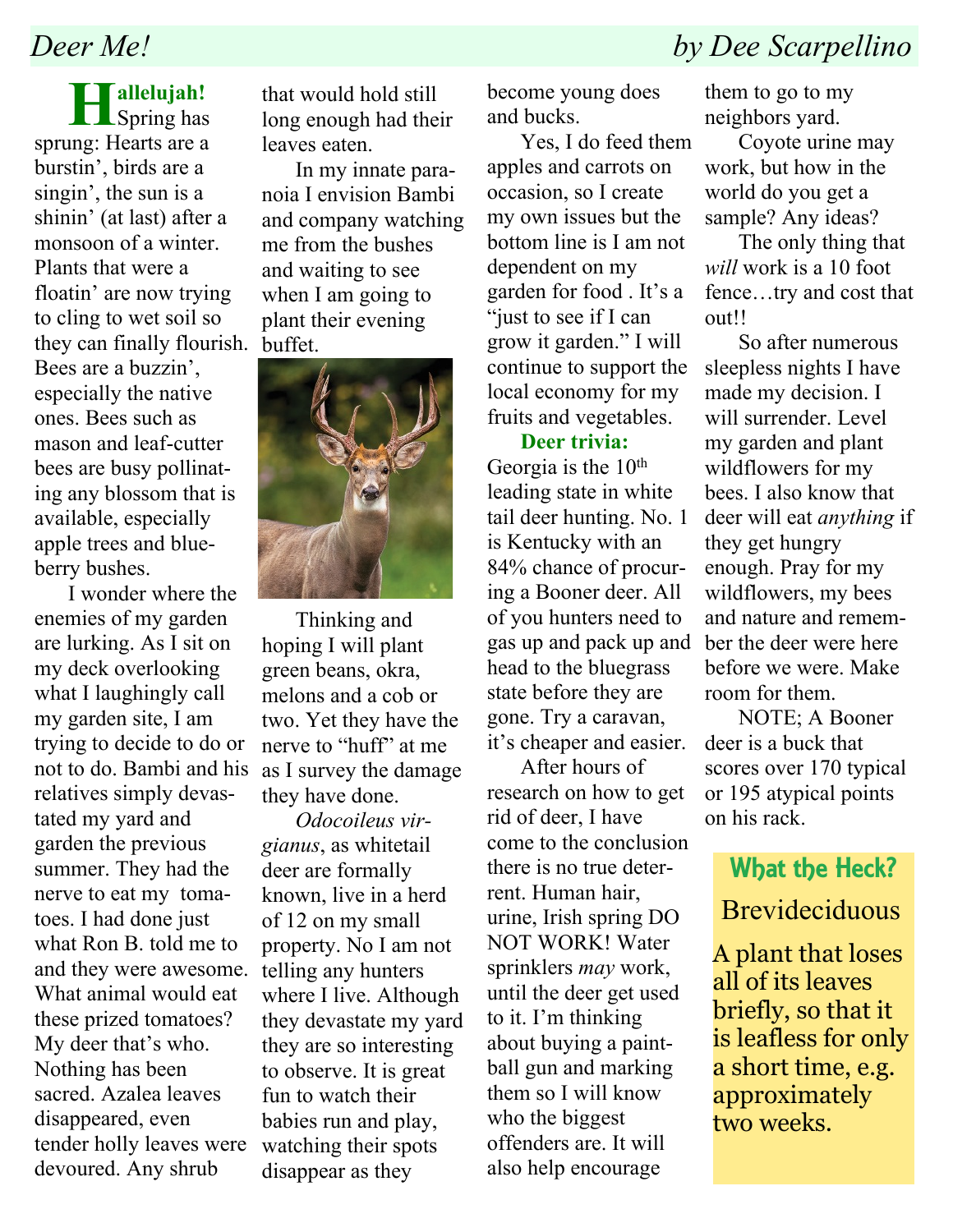## *Deer Me!* — *by Dee Scarpellino*

**Hallelujah!** Spring has sprung: Hearts are a burstin', birds are a singin', the sun is a shinin' (at last) after a monsoon of a winter. Plants that were a floatin' are now trying to cling to wet soil so they can finally flourish. Bees are a buzzin', especially the native ones. Bees such as mason and leaf-cutter bees are busy pollinating any blossom that is available, especially apple trees and blueberry bushes.

I wonder where the enemies of my garden are lurking. As I sit on my deck overlooking what I laughingly call my garden site, I am trying to decide to do or not to do. Bambi and his relatives simply devastated my yard and garden the previous summer. They had the nerve to eat my tomatoes. I had done just what Ron B. told me to and they were awesome. What animal would eat these prized tomatoes? My deer that's who. Nothing has been sacred. Azalea leaves disappeared, even tender holly leaves were devoured. Any shrub that would hold still long enough had their leaves eaten.

In my innate paranoia I envision Bambi and company watching me from the bushes and waiting to see when I am going to plant their evening buffet.

Thinking and hoping I will plant green beans, okra, melons and a cob or two. Yet they have the nerve to "huff" at me as I survey the damage they have done.

*Odocoileus virgianus*, as whitetail deer are formally known, live in a herd of 12 on my small property. No I am not telling any hunters where I live. Although they devastate my yard they are so interesting to observe. It is great fun to watch their babies run and play, watching their spots disappear as they become young does and bucks.

Yes, I do feed them apples and carrots on occasion, so I create my own issues but the bottom line is I am not dependent on my garden for food . It's a "just to see if I can grow it garden." I will continue to support the local economy for my fruits and vegetables.

**Deer trivia:** Georgia is the 10th leading state in white tail deer hunting. No. 1 is Kentucky with an 84% chance of procuring a Booner deer. All of you hunters need to gas up and pack up and head to the bluegrass state before they are gone. Try a caravan, it's cheaper and easier.

After hours of research on how to get rid of deer, I have come to the conclusion there is no true deterrent. Human hair, urine, Irish spring DO NOT WORK! Water sprinklers *may* work, until the deer get used to it. I'm thinking about buying a paintball gun and marking them so I will know who the biggest offenders are. It will also help encourage them to go to my neighbors yard.

Coyote urine may work, but how in the world do you get a sample? Any ideas?

The only thing that *will* work is a 10 foot fence…try and cost that out!!

So after numerous sleepless nights I have made my decision. I will surrender. Level my garden and plant wildflowers for my bees. I also know that deer will eat *anything* if they get hungry enough. Pray for my wildflowers, my bees and nature and remember the deer were here before we were. Make room for them.

NOTE; A Booner deer is a buck that scores over 170 typical or 195 atypical points on his rack.

### What the Heck?

**Brevideciduous**

A plant that loses all of its leaves briefly, so that it is leafless for only a short time, e.g. approximately two weeks.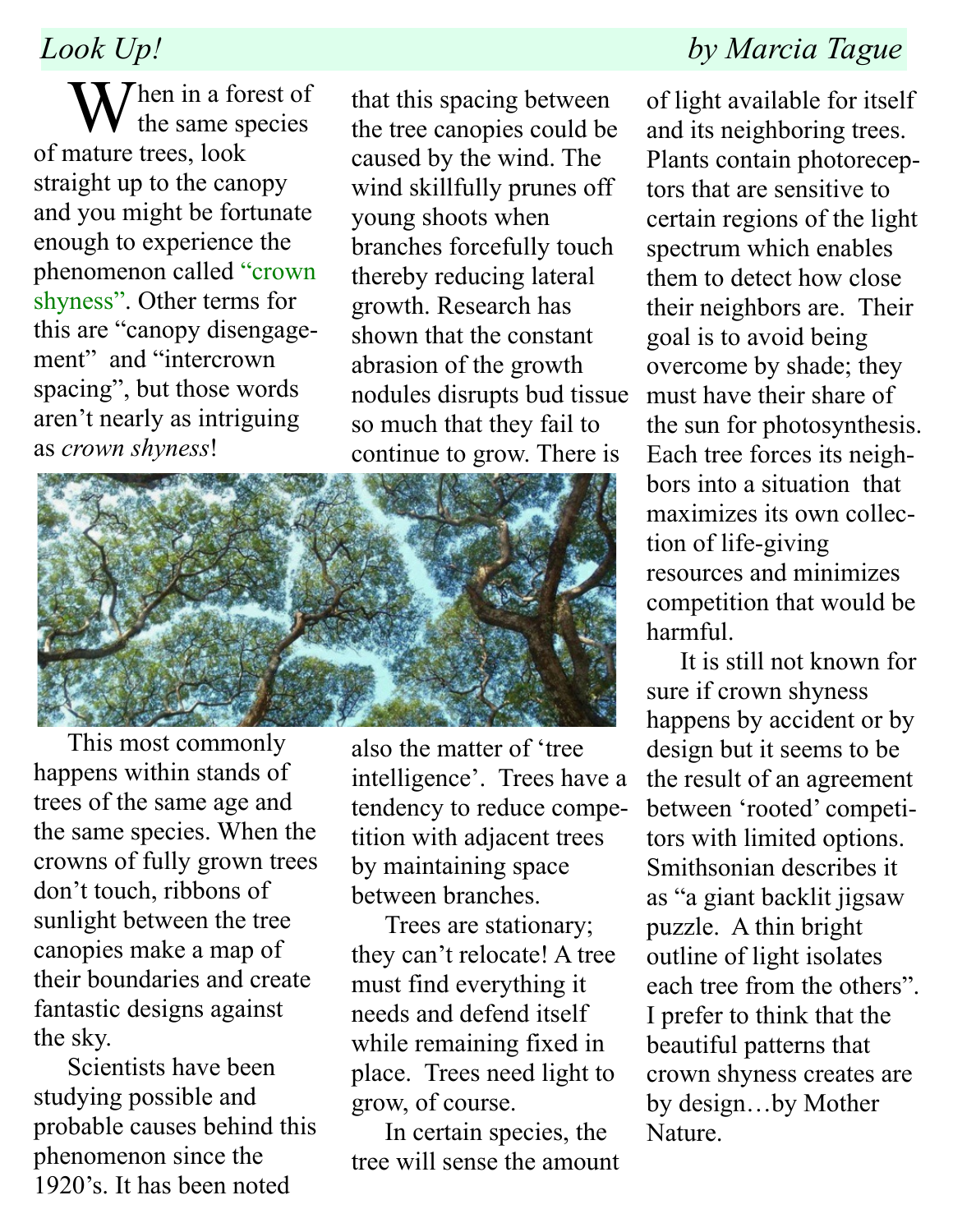## *Look Up!* — *by Marcia Tague*

When in a forest of the same species of mature trees, look straight up to the canopy and you might be fortunate enough to experience the phenomenon called "crown shyness". Other terms for this are "canopy disengagement" and "intercrown spacing", but those words aren't nearly as intriguing as *crown shyness*!

This most commonly happens within stands of trees of the same age and the same species. When the crowns of fully grown trees don't touch, ribbons of sunlight between the tree canopies make a map of their boundaries and create fantastic designs against the sky.

Scientists have been studying possible and probable causes behind this phenomenon since the 1920's. It has been noted that this spacing between the tree canopies could be caused by the wind. The wind skillfully prunes off young shoots when branches forcefully touch thereby reducing lateral growth. Research has shown that the constant abrasion of the growth nodules disrupts bud tissue so much that they fail to continue to grow. There is also the matter of 'tree intelligence'. Trees have a tendency to reduce competition with adjacent trees by maintaining space between branches.

Trees are stationary; they can't relocate! A tree must find everything it needs and defend itself while remaining fixed in place. Trees need light to grow, of course.

In certain species, the tree will sense the amount of light available for itself and its neighboring trees. Plants contain photoreceptors that are sensitive to certain regions of the light spectrum which enables them to detect how close their neighbors are. Their goal is to avoid being overcome by shade; they must have their share of the sun for photosynthesis. Each tree forces its neighbors into a situation that maximizes its own collection of life-giving resources and minimizes competition that would be harmful.

It is still not known for sure if crown shyness happens by accident or by design but it seems to be the result of an agreement between 'rooted' competitors with limited options. Smithsonian describes it as "a giant backlit jigsaw puzzle. A thin bright outline of light isolates each tree from the others". I prefer to think that the beautiful patterns that crown shyness creates are by design…by Mother Nature.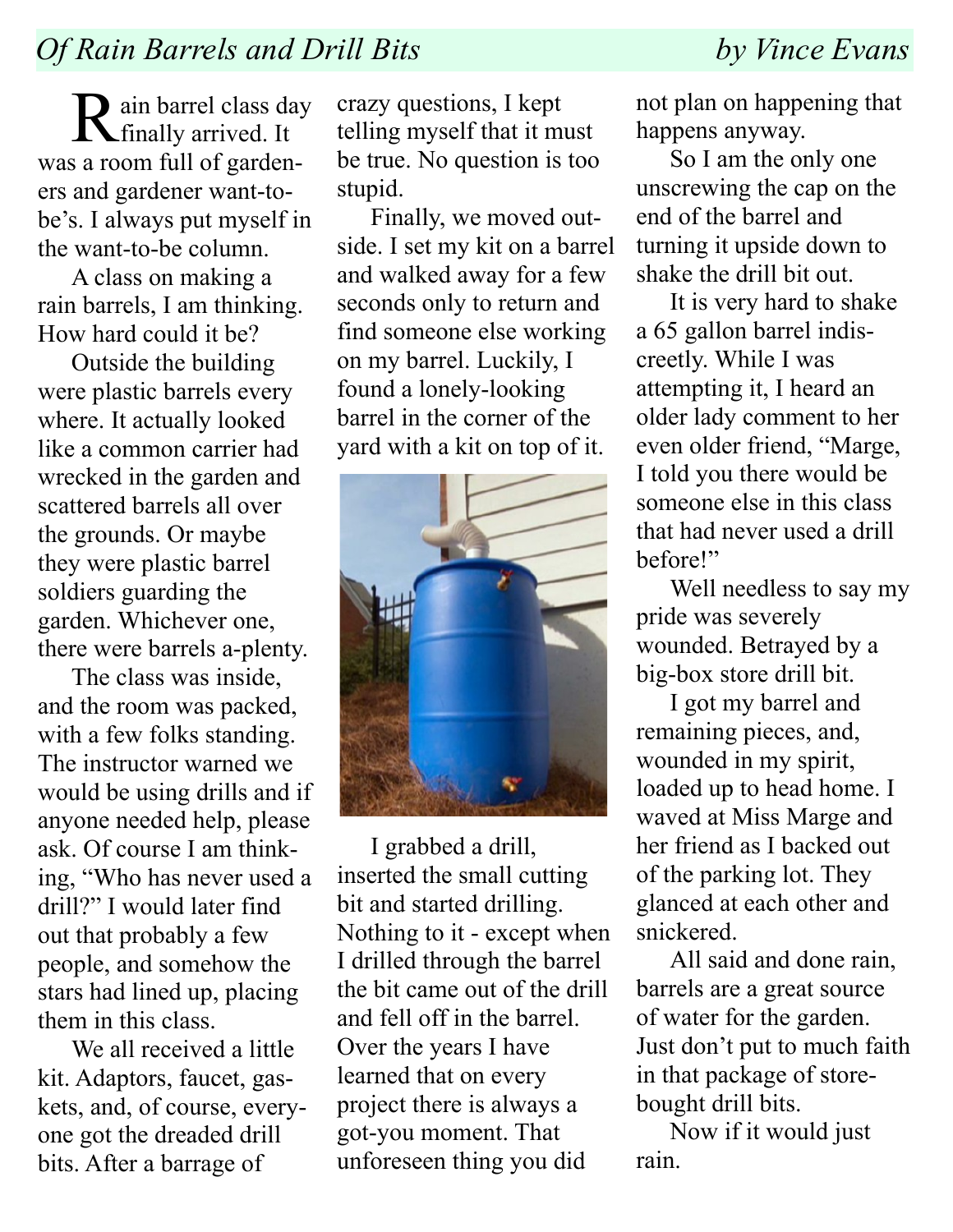## *Of Rain Barrels and Drill Bits*

*by Vince Evans*

Rain barrel class day finally arrived. It was a room full of gardeners and gardener want-to-be's. I always put myself in the want-to-be column.

A class on making a rain barrels, I am thinking. How hard could it be?

Outside the building were plastic barrels every where. It actually looked like a common carrier had wrecked in the garden and scattered barrels all over the grounds. Or maybe they were plastic barrel soldiers guarding the garden. Whichever one, there were barrels a-plenty.

The class was inside, and the room was packed, with a few folks standing. The instructor warned we would be using drills and if anyone needed help, please ask. Of course I am thinking, "Who has never used a drill?" I would later find out that probably a few people, and somehow the stars had lined up, placing them in this class.

We all received a little kit. Adaptors, faucet, gaskets, and, of course, everyone got the dreaded drill bits. After a barrage of crazy questions, I kept telling myself that it must be true. No question is too stupid.

Finally, we moved outside. I set my kit on a barrel and walked away for a few seconds only to return and find someone else working on my barrel. Luckily, I found a lonely-looking barrel in the corner of the yard with a kit on top of it.

I grabbed a drill, inserted the small cutting bit and started drilling. Nothing to it - except when I drilled through the barrel the bit came out of the drill and fell off in the barrel. Over the years I have learned that on every project there is always a got-you moment. That unforeseen thing you did not plan on happening that happens anyway.

So I am the only one unscrewing the cap on the end of the barrel and turning it upside down to shake the drill bit out.

It is very hard to shake a 65 gallon barrel indiscreetly. While I was attempting it, I heard an older lady comment to her even older friend, "Marge, I told you there would be someone else in this class that had never used a drill before!"

Well needless to say my pride was severely wounded. Betrayed by a big-box store drill bit.

I got my barrel and remaining pieces, and, wounded in my spirit, loaded up to head home. I waved at Miss Marge and her friend as I backed out of the parking lot. They glanced at each other and snickered.

All said and done rain, barrels are a great source of water for the garden. Just don't put to much faith in that package of store-bought drill bits.

Now if it would just rain.